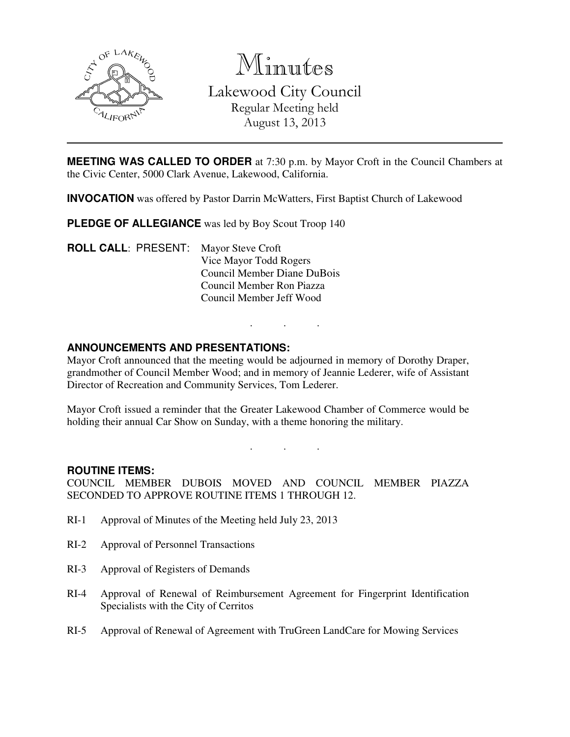# Minutes

## Lakewood City Council

Regular Meeting held
August 13, 2013

---

**MEETING WAS CALLED TO ORDER** at 7:30 p.m. by Mayor Croft in the Council Chambers at the Civic Center, 5000 Clark Avenue, Lakewood, California.

**INVOCATION** was offered by Pastor Darrin McWatters, First Baptist Church of Lakewood

**PLEDGE OF ALLEGIANCE** was led by Boy Scout Troop 140

**ROLL CALL**: PRESENT:
Mayor Steve Croft
Vice Mayor Todd Rogers
Council Member Diane DuBois
Council Member Ron Piazza
Council Member Jeff Wood

. . .

**ANNOUNCEMENTS AND PRESENTATIONS:**

Mayor Croft announced that the meeting would be adjourned in memory of Dorothy Draper, grandmother of Council Member Wood; and in memory of Jeannie Lederer, wife of Assistant Director of Recreation and Community Services, Tom Lederer.

Mayor Croft issued a reminder that the Greater Lakewood Chamber of Commerce would be holding their annual Car Show on Sunday, with a theme honoring the military.

. . .

**ROUTINE ITEMS:**

COUNCIL MEMBER DUBOIS MOVED AND COUNCIL MEMBER PIAZZA SECONDED TO APPROVE ROUTINE ITEMS 1 THROUGH 12.

RI-1 Approval of Minutes of the Meeting held July 23, 2013

RI-2 Approval of Personnel Transactions

RI-3 Approval of Registers of Demands

RI-4 Approval of Renewal of Reimbursement Agreement for Fingerprint Identification Specialists with the City of Cerritos

RI-5 Approval of Renewal of Agreement with TruGreen LandCare for Mowing Services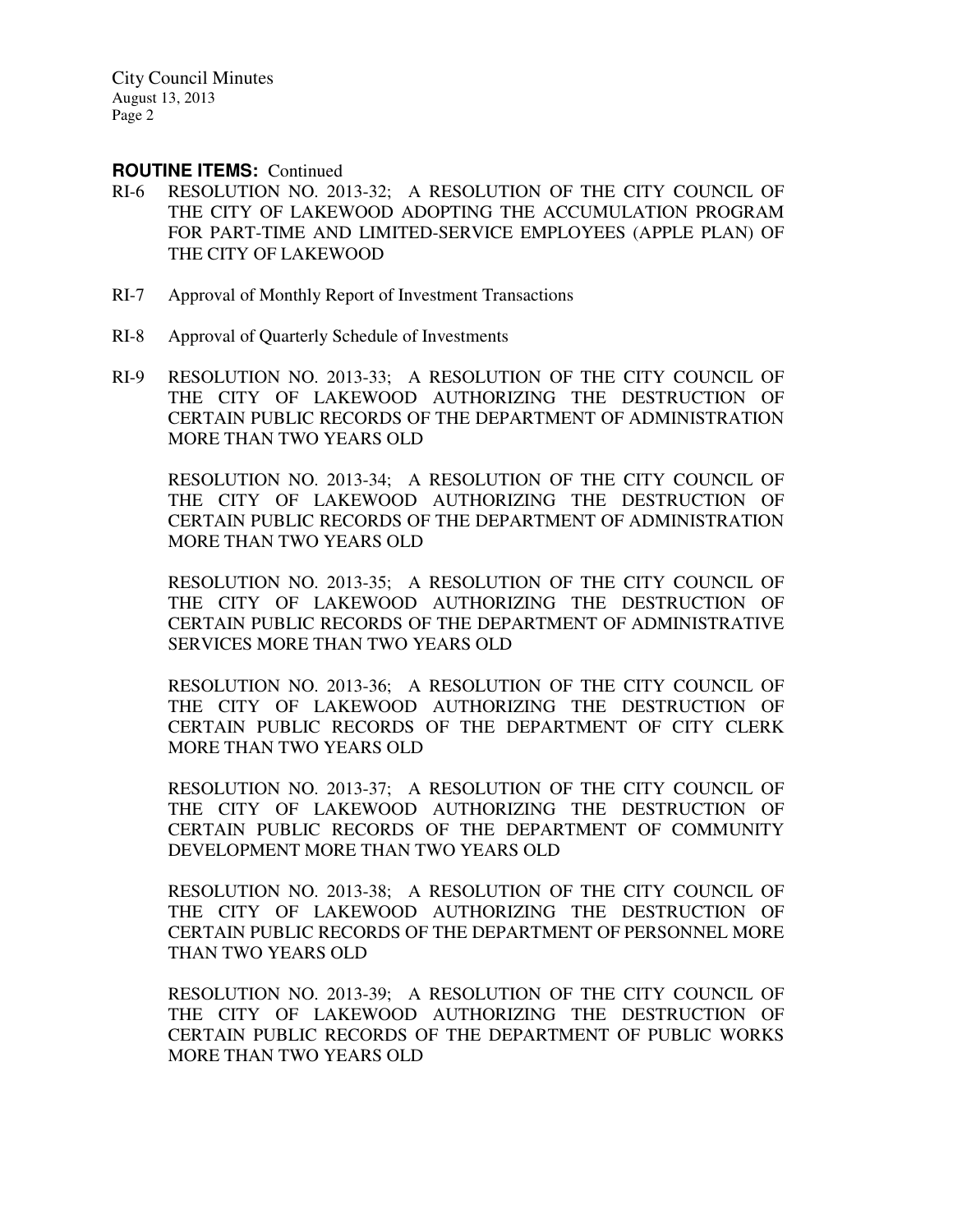**ROUTINE ITEMS:** Continued

RI-6 RESOLUTION NO. 2013-32; A RESOLUTION OF THE CITY COUNCIL OF THE CITY OF LAKEWOOD ADOPTING THE ACCUMULATION PROGRAM FOR PART-TIME AND LIMITED-SERVICE EMPLOYEES (APPLE PLAN) OF THE CITY OF LAKEWOOD

RI-7 Approval of Monthly Report of Investment Transactions

RI-8 Approval of Quarterly Schedule of Investments

RI-9 RESOLUTION NO. 2013-33; A RESOLUTION OF THE CITY COUNCIL OF THE CITY OF LAKEWOOD AUTHORIZING THE DESTRUCTION OF CERTAIN PUBLIC RECORDS OF THE DEPARTMENT OF ADMINISTRATION MORE THAN TWO YEARS OLD

RESOLUTION NO. 2013-34; A RESOLUTION OF THE CITY COUNCIL OF THE CITY OF LAKEWOOD AUTHORIZING THE DESTRUCTION OF CERTAIN PUBLIC RECORDS OF THE DEPARTMENT OF ADMINISTRATION MORE THAN TWO YEARS OLD

RESOLUTION NO. 2013-35; A RESOLUTION OF THE CITY COUNCIL OF THE CITY OF LAKEWOOD AUTHORIZING THE DESTRUCTION OF CERTAIN PUBLIC RECORDS OF THE DEPARTMENT OF ADMINISTRATIVE SERVICES MORE THAN TWO YEARS OLD

RESOLUTION NO. 2013-36; A RESOLUTION OF THE CITY COUNCIL OF THE CITY OF LAKEWOOD AUTHORIZING THE DESTRUCTION OF CERTAIN PUBLIC RECORDS OF THE DEPARTMENT OF CITY CLERK MORE THAN TWO YEARS OLD

RESOLUTION NO. 2013-37; A RESOLUTION OF THE CITY COUNCIL OF THE CITY OF LAKEWOOD AUTHORIZING THE DESTRUCTION OF CERTAIN PUBLIC RECORDS OF THE DEPARTMENT OF COMMUNITY DEVELOPMENT MORE THAN TWO YEARS OLD

RESOLUTION NO. 2013-38; A RESOLUTION OF THE CITY COUNCIL OF THE CITY OF LAKEWOOD AUTHORIZING THE DESTRUCTION OF CERTAIN PUBLIC RECORDS OF THE DEPARTMENT OF PERSONNEL MORE THAN TWO YEARS OLD

RESOLUTION NO. 2013-39; A RESOLUTION OF THE CITY COUNCIL OF THE CITY OF LAKEWOOD AUTHORIZING THE DESTRUCTION OF CERTAIN PUBLIC RECORDS OF THE DEPARTMENT OF PUBLIC WORKS MORE THAN TWO YEARS OLD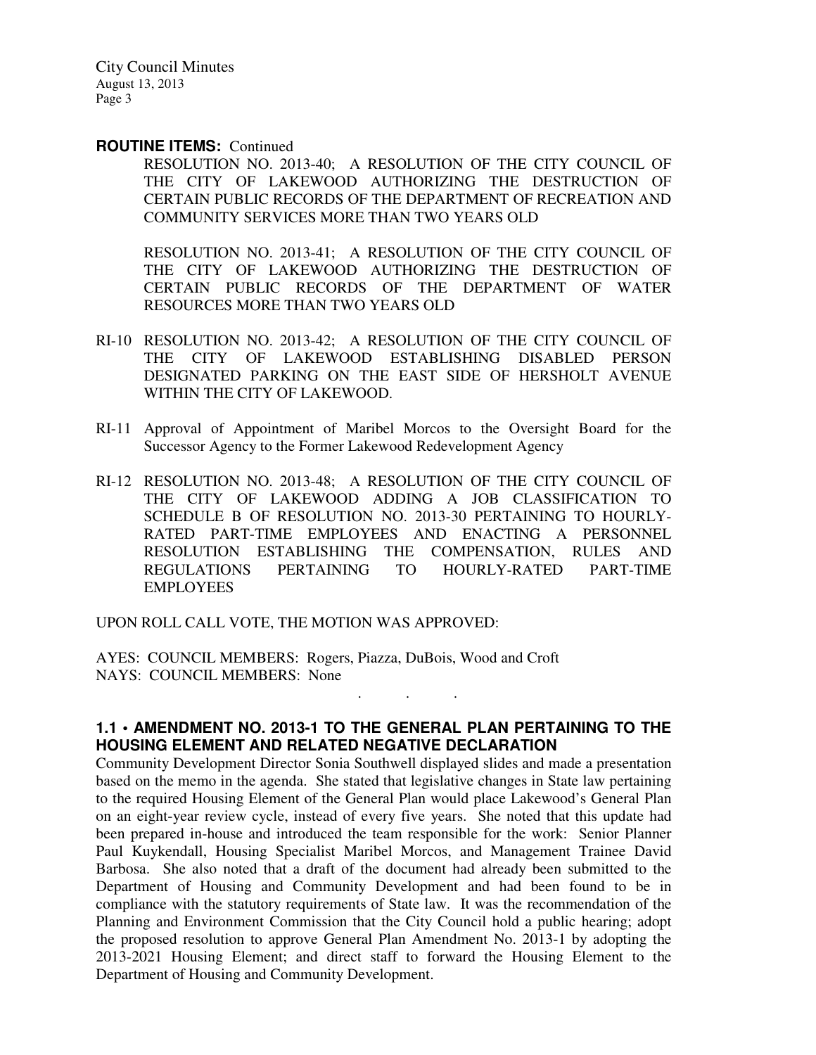**ROUTINE ITEMS:** Continued

RESOLUTION NO. 2013-40; A RESOLUTION OF THE CITY COUNCIL OF THE CITY OF LAKEWOOD AUTHORIZING THE DESTRUCTION OF CERTAIN PUBLIC RECORDS OF THE DEPARTMENT OF RECREATION AND COMMUNITY SERVICES MORE THAN TWO YEARS OLD

RESOLUTION NO. 2013-41; A RESOLUTION OF THE CITY COUNCIL OF THE CITY OF LAKEWOOD AUTHORIZING THE DESTRUCTION OF CERTAIN PUBLIC RECORDS OF THE DEPARTMENT OF WATER RESOURCES MORE THAN TWO YEARS OLD

RI-10 RESOLUTION NO. 2013-42; A RESOLUTION OF THE CITY COUNCIL OF THE CITY OF LAKEWOOD ESTABLISHING DISABLED PERSON DESIGNATED PARKING ON THE EAST SIDE OF HERSHOLT AVENUE WITHIN THE CITY OF LAKEWOOD.

RI-11 Approval of Appointment of Maribel Morcos to the Oversight Board for the Successor Agency to the Former Lakewood Redevelopment Agency

RI-12 RESOLUTION NO. 2013-48; A RESOLUTION OF THE CITY COUNCIL OF THE CITY OF LAKEWOOD ADDING A JOB CLASSIFICATION TO SCHEDULE B OF RESOLUTION NO. 2013-30 PERTAINING TO HOURLY-RATED PART-TIME EMPLOYEES AND ENACTING A PERSONNEL RESOLUTION ESTABLISHING THE COMPENSATION, RULES AND REGULATIONS PERTAINING TO HOURLY-RATED PART-TIME EMPLOYEES

UPON ROLL CALL VOTE, THE MOTION WAS APPROVED:

AYES: COUNCIL MEMBERS: Rogers, Piazza, DuBois, Wood and Croft
NAYS: COUNCIL MEMBERS: None

. . .

**1.1 • AMENDMENT NO. 2013-1 TO THE GENERAL PLAN PERTAINING TO THE HOUSING ELEMENT AND RELATED NEGATIVE DECLARATION**

Community Development Director Sonia Southwell displayed slides and made a presentation based on the memo in the agenda. She stated that legislative changes in State law pertaining to the required Housing Element of the General Plan would place Lakewood's General Plan on an eight-year review cycle, instead of every five years. She noted that this update had been prepared in-house and introduced the team responsible for the work: Senior Planner Paul Kuykendall, Housing Specialist Maribel Morcos, and Management Trainee David Barbosa. She also noted that a draft of the document had already been submitted to the Department of Housing and Community Development and had been found to be in compliance with the statutory requirements of State law. It was the recommendation of the Planning and Environment Commission that the City Council hold a public hearing; adopt the proposed resolution to approve General Plan Amendment No. 2013-1 by adopting the 2013-2021 Housing Element; and direct staff to forward the Housing Element to the Department of Housing and Community Development.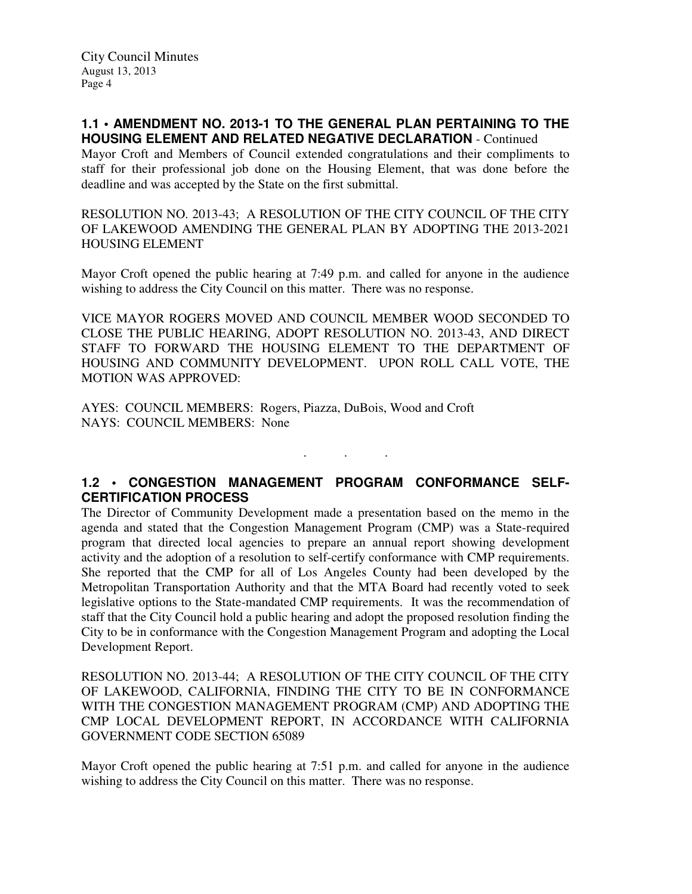### 1.1 • AMENDMENT NO. 2013-1 TO THE GENERAL PLAN PERTAINING TO THE HOUSING ELEMENT AND RELATED NEGATIVE DECLARATION - Continued

Mayor Croft and Members of Council extended congratulations and their compliments to staff for their professional job done on the Housing Element, that was done before the deadline and was accepted by the State on the first submittal.

RESOLUTION NO. 2013-43; A RESOLUTION OF THE CITY COUNCIL OF THE CITY OF LAKEWOOD AMENDING THE GENERAL PLAN BY ADOPTING THE 2013-2021 HOUSING ELEMENT

Mayor Croft opened the public hearing at 7:49 p.m. and called for anyone in the audience wishing to address the City Council on this matter. There was no response.

VICE MAYOR ROGERS MOVED AND COUNCIL MEMBER WOOD SECONDED TO CLOSE THE PUBLIC HEARING, ADOPT RESOLUTION NO. 2013-43, AND DIRECT STAFF TO FORWARD THE HOUSING ELEMENT TO THE DEPARTMENT OF HOUSING AND COMMUNITY DEVELOPMENT. UPON ROLL CALL VOTE, THE MOTION WAS APPROVED:

AYES: COUNCIL MEMBERS: Rogers, Piazza, DuBois, Wood and Croft
NAYS: COUNCIL MEMBERS: None

. . .

### 1.2 • CONGESTION MANAGEMENT PROGRAM CONFORMANCE SELF-CERTIFICATION PROCESS

The Director of Community Development made a presentation based on the memo in the agenda and stated that the Congestion Management Program (CMP) was a State-required program that directed local agencies to prepare an annual report showing development activity and the adoption of a resolution to self-certify conformance with CMP requirements. She reported that the CMP for all of Los Angeles County had been developed by the Metropolitan Transportation Authority and that the MTA Board had recently voted to seek legislative options to the State-mandated CMP requirements. It was the recommendation of staff that the City Council hold a public hearing and adopt the proposed resolution finding the City to be in conformance with the Congestion Management Program and adopting the Local Development Report.

RESOLUTION NO. 2013-44; A RESOLUTION OF THE CITY COUNCIL OF THE CITY OF LAKEWOOD, CALIFORNIA, FINDING THE CITY TO BE IN CONFORMANCE WITH THE CONGESTION MANAGEMENT PROGRAM (CMP) AND ADOPTING THE CMP LOCAL DEVELOPMENT REPORT, IN ACCORDANCE WITH CALIFORNIA GOVERNMENT CODE SECTION 65089

Mayor Croft opened the public hearing at 7:51 p.m. and called for anyone in the audience wishing to address the City Council on this matter. There was no response.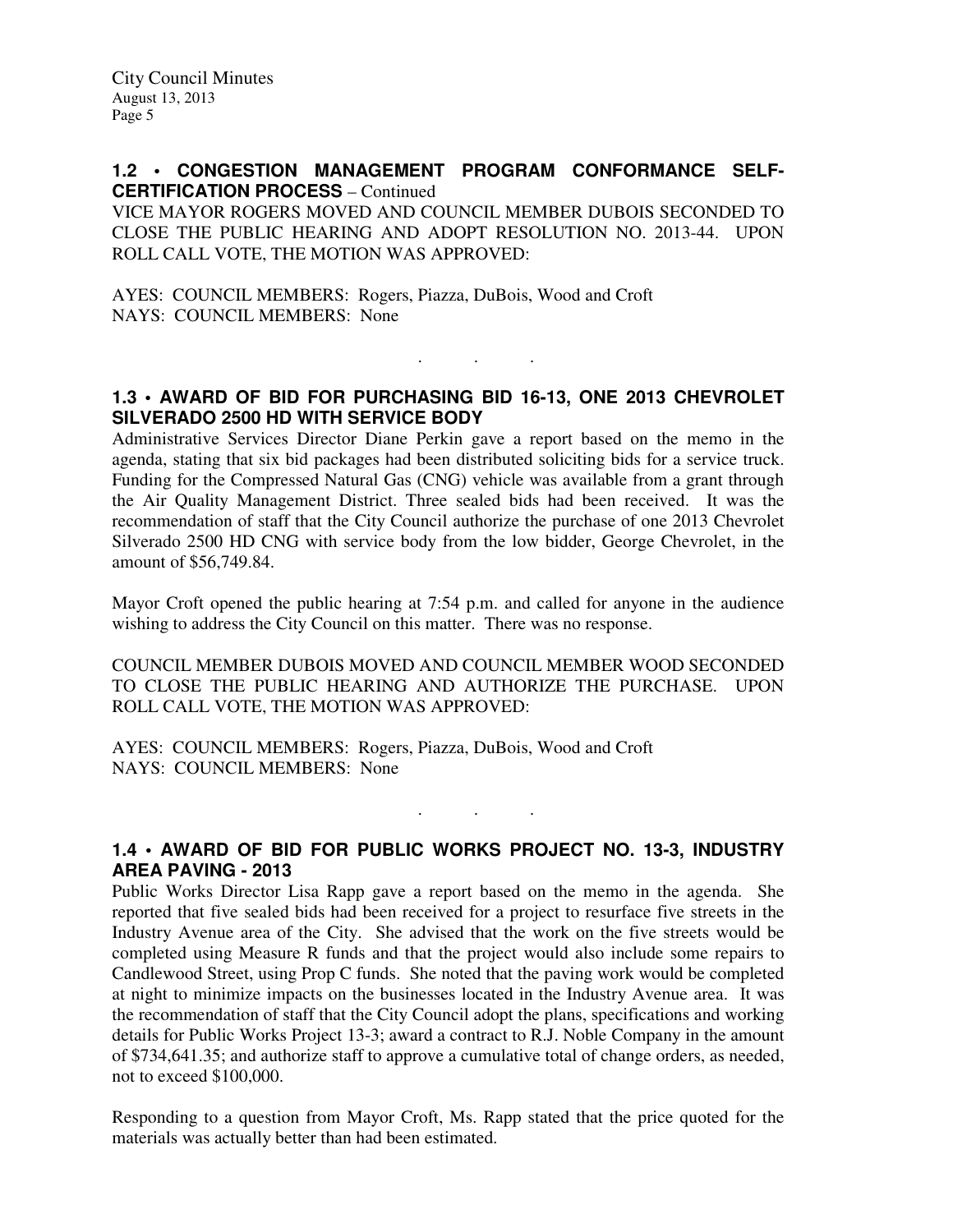## 1.2 • CONGESTION MANAGEMENT PROGRAM CONFORMANCE SELF-CERTIFICATION PROCESS – Continued

VICE MAYOR ROGERS MOVED AND COUNCIL MEMBER DUBOIS SECONDED TO CLOSE THE PUBLIC HEARING AND ADOPT RESOLUTION NO. 2013-44. UPON ROLL CALL VOTE, THE MOTION WAS APPROVED:

AYES: COUNCIL MEMBERS: Rogers, Piazza, DuBois, Wood and Croft
NAYS: COUNCIL MEMBERS: None

. . .

## 1.3 • AWARD OF BID FOR PURCHASING BID 16-13, ONE 2013 CHEVROLET SILVERADO 2500 HD WITH SERVICE BODY

Administrative Services Director Diane Perkin gave a report based on the memo in the agenda, stating that six bid packages had been distributed soliciting bids for a service truck. Funding for the Compressed Natural Gas (CNG) vehicle was available from a grant through the Air Quality Management District. Three sealed bids had been received. It was the recommendation of staff that the City Council authorize the purchase of one 2013 Chevrolet Silverado 2500 HD CNG with service body from the low bidder, George Chevrolet, in the amount of $56,749.84.

Mayor Croft opened the public hearing at 7:54 p.m. and called for anyone in the audience wishing to address the City Council on this matter. There was no response.

COUNCIL MEMBER DUBOIS MOVED AND COUNCIL MEMBER WOOD SECONDED TO CLOSE THE PUBLIC HEARING AND AUTHORIZE THE PURCHASE. UPON ROLL CALL VOTE, THE MOTION WAS APPROVED:

AYES: COUNCIL MEMBERS: Rogers, Piazza, DuBois, Wood and Croft
NAYS: COUNCIL MEMBERS: None

. . .

## 1.4 • AWARD OF BID FOR PUBLIC WORKS PROJECT NO. 13-3, INDUSTRY AREA PAVING - 2013

Public Works Director Lisa Rapp gave a report based on the memo in the agenda. She reported that five sealed bids had been received for a project to resurface five streets in the Industry Avenue area of the City. She advised that the work on the five streets would be completed using Measure R funds and that the project would also include some repairs to Candlewood Street, using Prop C funds. She noted that the paving work would be completed at night to minimize impacts on the businesses located in the Industry Avenue area. It was the recommendation of staff that the City Council adopt the plans, specifications and working details for Public Works Project 13-3; award a contract to R.J. Noble Company in the amount of $734,641.35; and authorize staff to approve a cumulative total of change orders, as needed, not to exceed $100,000.

Responding to a question from Mayor Croft, Ms. Rapp stated that the price quoted for the materials was actually better than had been estimated.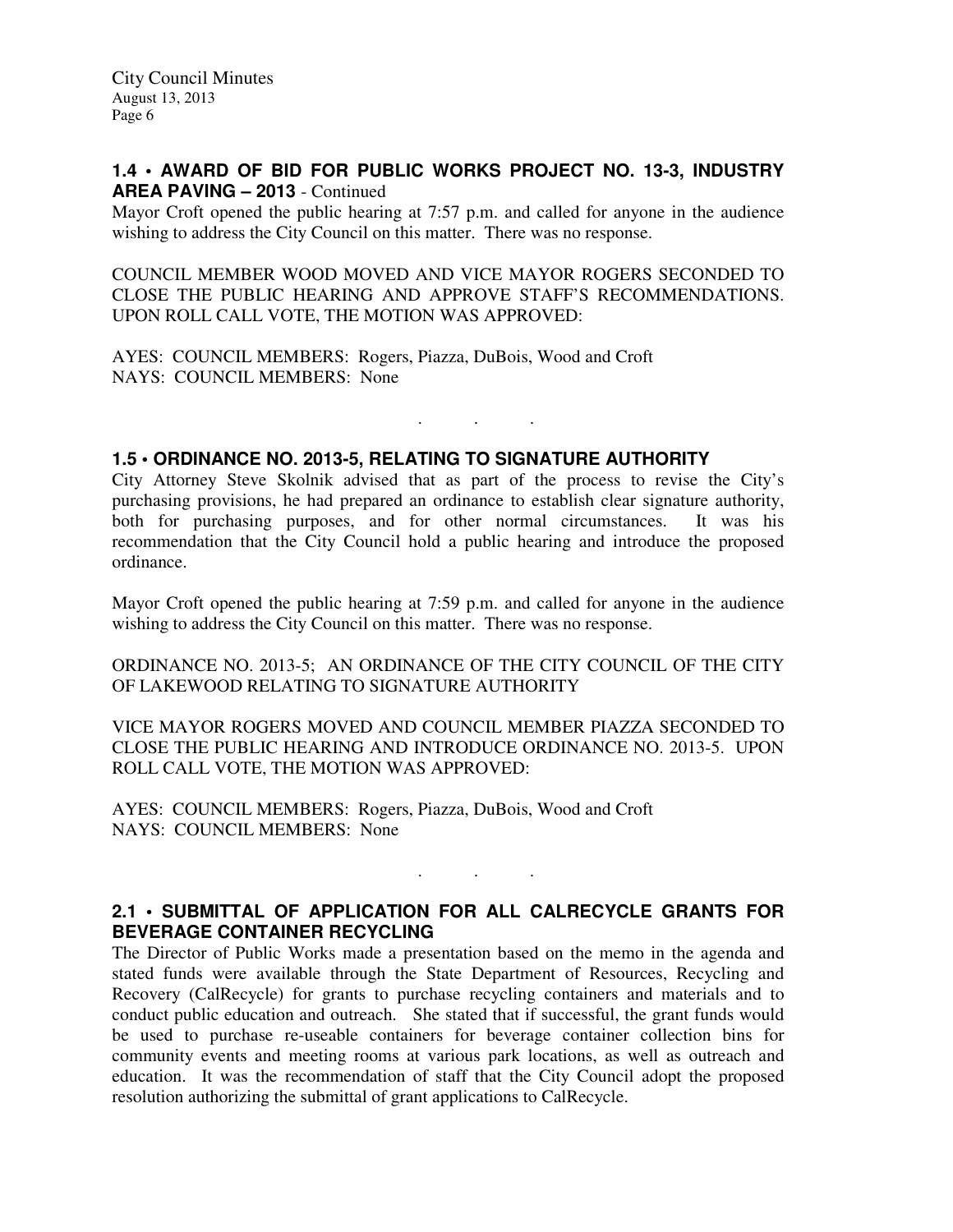### 1.4 • AWARD OF BID FOR PUBLIC WORKS PROJECT NO. 13-3, INDUSTRY AREA PAVING – 2013 - Continued

Mayor Croft opened the public hearing at 7:57 p.m. and called for anyone in the audience wishing to address the City Council on this matter. There was no response.

COUNCIL MEMBER WOOD MOVED AND VICE MAYOR ROGERS SECONDED TO CLOSE THE PUBLIC HEARING AND APPROVE STAFF'S RECOMMENDATIONS. UPON ROLL CALL VOTE, THE MOTION WAS APPROVED:

AYES: COUNCIL MEMBERS: Rogers, Piazza, DuBois, Wood and Croft
NAYS: COUNCIL MEMBERS: None

. . .

### 1.5 • ORDINANCE NO. 2013-5, RELATING TO SIGNATURE AUTHORITY

City Attorney Steve Skolnik advised that as part of the process to revise the City's purchasing provisions, he had prepared an ordinance to establish clear signature authority, both for purchasing purposes, and for other normal circumstances. It was his recommendation that the City Council hold a public hearing and introduce the proposed ordinance.

Mayor Croft opened the public hearing at 7:59 p.m. and called for anyone in the audience wishing to address the City Council on this matter. There was no response.

ORDINANCE NO. 2013-5; AN ORDINANCE OF THE CITY COUNCIL OF THE CITY OF LAKEWOOD RELATING TO SIGNATURE AUTHORITY

VICE MAYOR ROGERS MOVED AND COUNCIL MEMBER PIAZZA SECONDED TO CLOSE THE PUBLIC HEARING AND INTRODUCE ORDINANCE NO. 2013-5. UPON ROLL CALL VOTE, THE MOTION WAS APPROVED:

AYES: COUNCIL MEMBERS: Rogers, Piazza, DuBois, Wood and Croft
NAYS: COUNCIL MEMBERS: None

. . .

### 2.1 • SUBMITTAL OF APPLICATION FOR ALL CALRECYCLE GRANTS FOR BEVERAGE CONTAINER RECYCLING

The Director of Public Works made a presentation based on the memo in the agenda and stated funds were available through the State Department of Resources, Recycling and Recovery (CalRecycle) for grants to purchase recycling containers and materials and to conduct public education and outreach. She stated that if successful, the grant funds would be used to purchase re-useable containers for beverage container collection bins for community events and meeting rooms at various park locations, as well as outreach and education. It was the recommendation of staff that the City Council adopt the proposed resolution authorizing the submittal of grant applications to CalRecycle.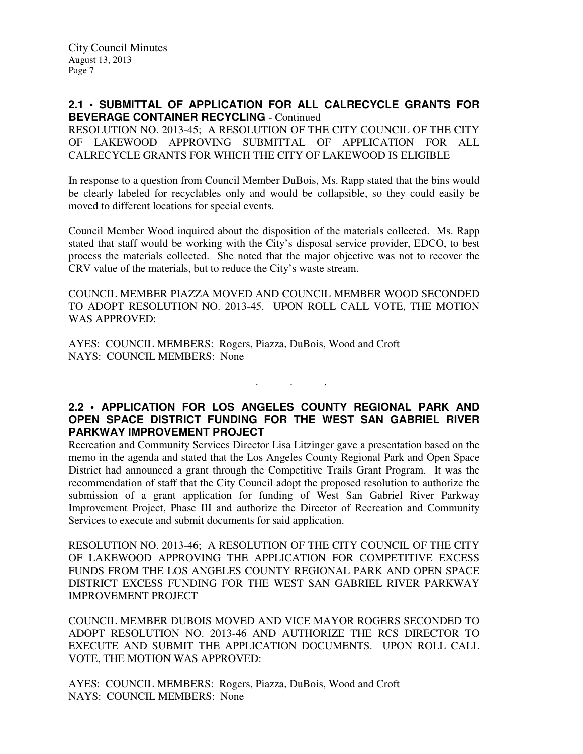## 2.1 • SUBMITTAL OF APPLICATION FOR ALL CALRECYCLE GRANTS FOR BEVERAGE CONTAINER RECYCLING - Continued

RESOLUTION NO. 2013-45; A RESOLUTION OF THE CITY COUNCIL OF THE CITY OF LAKEWOOD APPROVING SUBMITTAL OF APPLICATION FOR ALL CALRECYCLE GRANTS FOR WHICH THE CITY OF LAKEWOOD IS ELIGIBLE

In response to a question from Council Member DuBois, Ms. Rapp stated that the bins would be clearly labeled for recyclables only and would be collapsible, so they could easily be moved to different locations for special events.

Council Member Wood inquired about the disposition of the materials collected. Ms. Rapp stated that staff would be working with the City's disposal service provider, EDCO, to best process the materials collected. She noted that the major objective was not to recover the CRV value of the materials, but to reduce the City's waste stream.

COUNCIL MEMBER PIAZZA MOVED AND COUNCIL MEMBER WOOD SECONDED TO ADOPT RESOLUTION NO. 2013-45. UPON ROLL CALL VOTE, THE MOTION WAS APPROVED:

AYES: COUNCIL MEMBERS: Rogers, Piazza, DuBois, Wood and Croft
NAYS: COUNCIL MEMBERS: None

. . .

## 2.2 • APPLICATION FOR LOS ANGELES COUNTY REGIONAL PARK AND OPEN SPACE DISTRICT FUNDING FOR THE WEST SAN GABRIEL RIVER PARKWAY IMPROVEMENT PROJECT

Recreation and Community Services Director Lisa Litzinger gave a presentation based on the memo in the agenda and stated that the Los Angeles County Regional Park and Open Space District had announced a grant through the Competitive Trails Grant Program. It was the recommendation of staff that the City Council adopt the proposed resolution to authorize the submission of a grant application for funding of West San Gabriel River Parkway Improvement Project, Phase III and authorize the Director of Recreation and Community Services to execute and submit documents for said application.

RESOLUTION NO. 2013-46; A RESOLUTION OF THE CITY COUNCIL OF THE CITY OF LAKEWOOD APPROVING THE APPLICATION FOR COMPETITIVE EXCESS FUNDS FROM THE LOS ANGELES COUNTY REGIONAL PARK AND OPEN SPACE DISTRICT EXCESS FUNDING FOR THE WEST SAN GABRIEL RIVER PARKWAY IMPROVEMENT PROJECT

COUNCIL MEMBER DUBOIS MOVED AND VICE MAYOR ROGERS SECONDED TO ADOPT RESOLUTION NO. 2013-46 AND AUTHORIZE THE RCS DIRECTOR TO EXECUTE AND SUBMIT THE APPLICATION DOCUMENTS. UPON ROLL CALL VOTE, THE MOTION WAS APPROVED:

AYES: COUNCIL MEMBERS: Rogers, Piazza, DuBois, Wood and Croft
NAYS: COUNCIL MEMBERS: None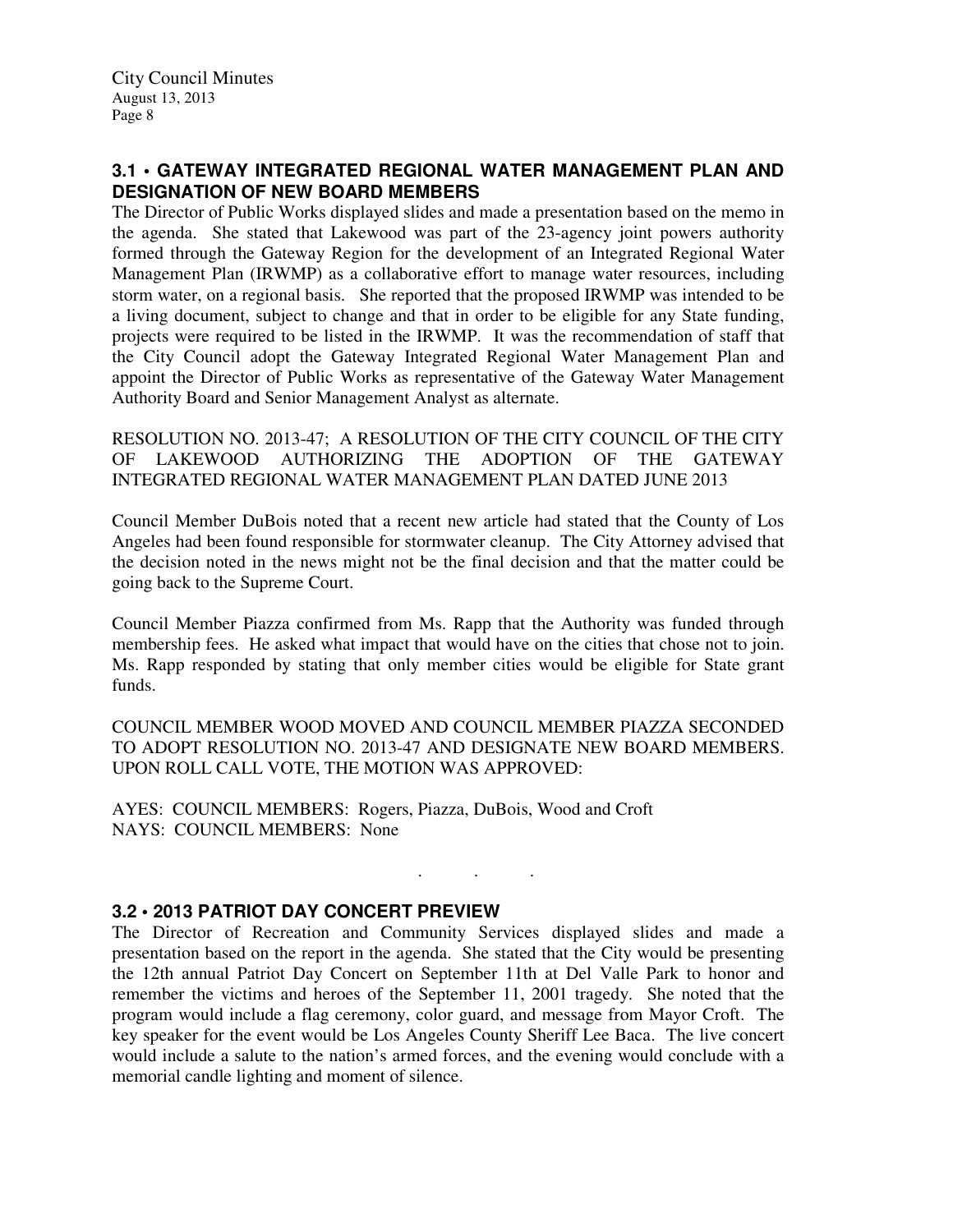## 3.1 • GATEWAY INTEGRATED REGIONAL WATER MANAGEMENT PLAN AND DESIGNATION OF NEW BOARD MEMBERS

The Director of Public Works displayed slides and made a presentation based on the memo in the agenda. She stated that Lakewood was part of the 23-agency joint powers authority formed through the Gateway Region for the development of an Integrated Regional Water Management Plan (IRWMP) as a collaborative effort to manage water resources, including storm water, on a regional basis. She reported that the proposed IRWMP was intended to be a living document, subject to change and that in order to be eligible for any State funding, projects were required to be listed in the IRWMP. It was the recommendation of staff that the City Council adopt the Gateway Integrated Regional Water Management Plan and appoint the Director of Public Works as representative of the Gateway Water Management Authority Board and Senior Management Analyst as alternate.

RESOLUTION NO. 2013-47; A RESOLUTION OF THE CITY COUNCIL OF THE CITY OF LAKEWOOD AUTHORIZING THE ADOPTION OF THE GATEWAY INTEGRATED REGIONAL WATER MANAGEMENT PLAN DATED JUNE 2013

Council Member DuBois noted that a recent new article had stated that the County of Los Angeles had been found responsible for stormwater cleanup. The City Attorney advised that the decision noted in the news might not be the final decision and that the matter could be going back to the Supreme Court.

Council Member Piazza confirmed from Ms. Rapp that the Authority was funded through membership fees. He asked what impact that would have on the cities that chose not to join. Ms. Rapp responded by stating that only member cities would be eligible for State grant funds.

COUNCIL MEMBER WOOD MOVED AND COUNCIL MEMBER PIAZZA SECONDED TO ADOPT RESOLUTION NO. 2013-47 AND DESIGNATE NEW BOARD MEMBERS. UPON ROLL CALL VOTE, THE MOTION WAS APPROVED:

AYES: COUNCIL MEMBERS: Rogers, Piazza, DuBois, Wood and Croft
NAYS: COUNCIL MEMBERS: None

. . .

## 3.2 • 2013 PATRIOT DAY CONCERT PREVIEW

The Director of Recreation and Community Services displayed slides and made a presentation based on the report in the agenda. She stated that the City would be presenting the 12th annual Patriot Day Concert on September 11th at Del Valle Park to honor and remember the victims and heroes of the September 11, 2001 tragedy. She noted that the program would include a flag ceremony, color guard, and message from Mayor Croft. The key speaker for the event would be Los Angeles County Sheriff Lee Baca. The live concert would include a salute to the nation's armed forces, and the evening would conclude with a memorial candle lighting and moment of silence.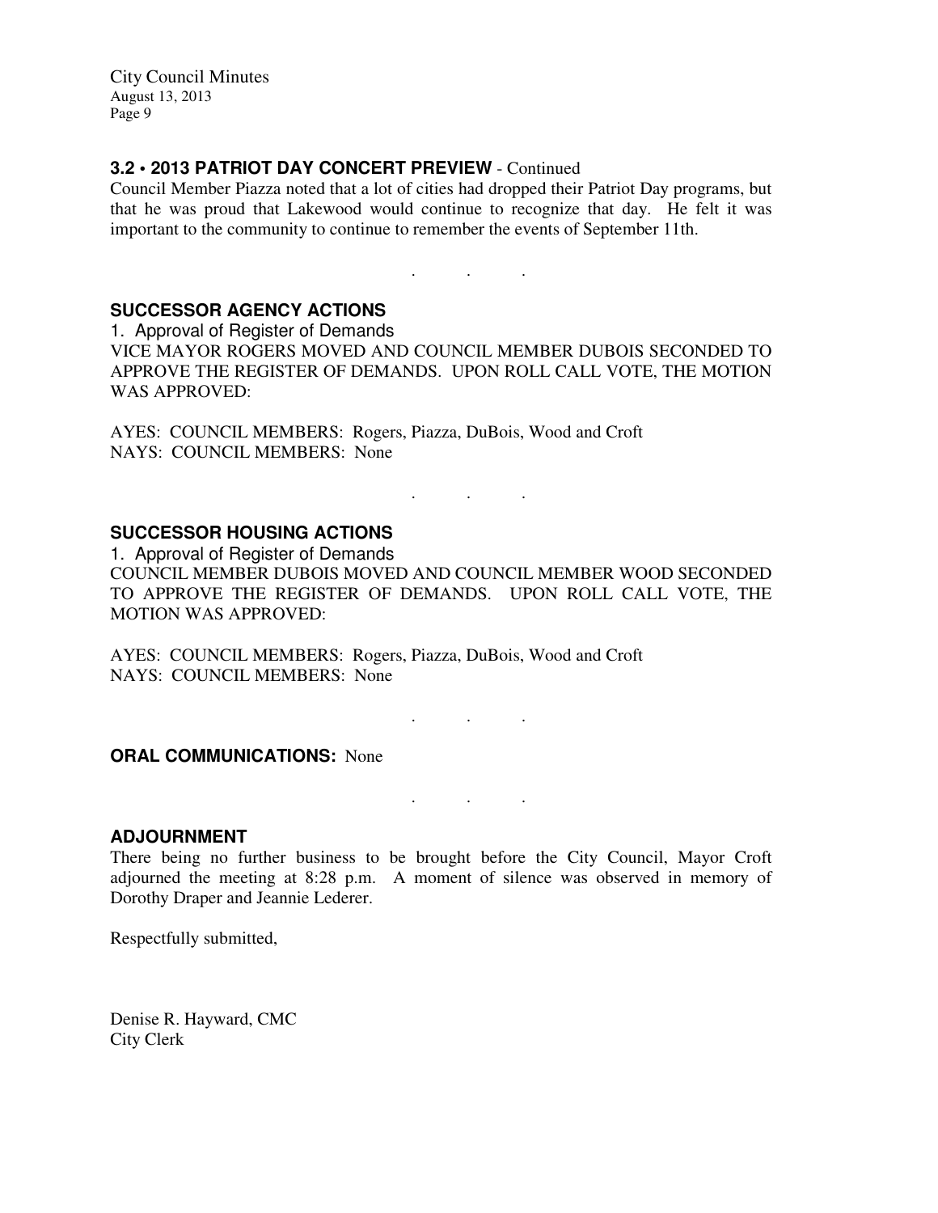### 3.2 • 2013 PATRIOT DAY CONCERT PREVIEW - Continued

Council Member Piazza noted that a lot of cities had dropped their Patriot Day programs, but that he was proud that Lakewood would continue to recognize that day. He felt it was important to the community to continue to remember the events of September 11th.

. . .

### SUCCESSOR AGENCY ACTIONS

1. Approval of Register of Demands

VICE MAYOR ROGERS MOVED AND COUNCIL MEMBER DUBOIS SECONDED TO APPROVE THE REGISTER OF DEMANDS. UPON ROLL CALL VOTE, THE MOTION WAS APPROVED:

AYES: COUNCIL MEMBERS: Rogers, Piazza, DuBois, Wood and Croft
NAYS: COUNCIL MEMBERS: None

. . .

### SUCCESSOR HOUSING ACTIONS

1. Approval of Register of Demands

COUNCIL MEMBER DUBOIS MOVED AND COUNCIL MEMBER WOOD SECONDED TO APPROVE THE REGISTER OF DEMANDS. UPON ROLL CALL VOTE, THE MOTION WAS APPROVED:

AYES: COUNCIL MEMBERS: Rogers, Piazza, DuBois, Wood and Croft
NAYS: COUNCIL MEMBERS: None

. . .

**ORAL COMMUNICATIONS:** None

. . .

### ADJOURNMENT

There being no further business to be brought before the City Council, Mayor Croft adjourned the meeting at 8:28 p.m. A moment of silence was observed in memory of Dorothy Draper and Jeannie Lederer.

Respectfully submitted,

Denise R. Hayward, CMC
City Clerk